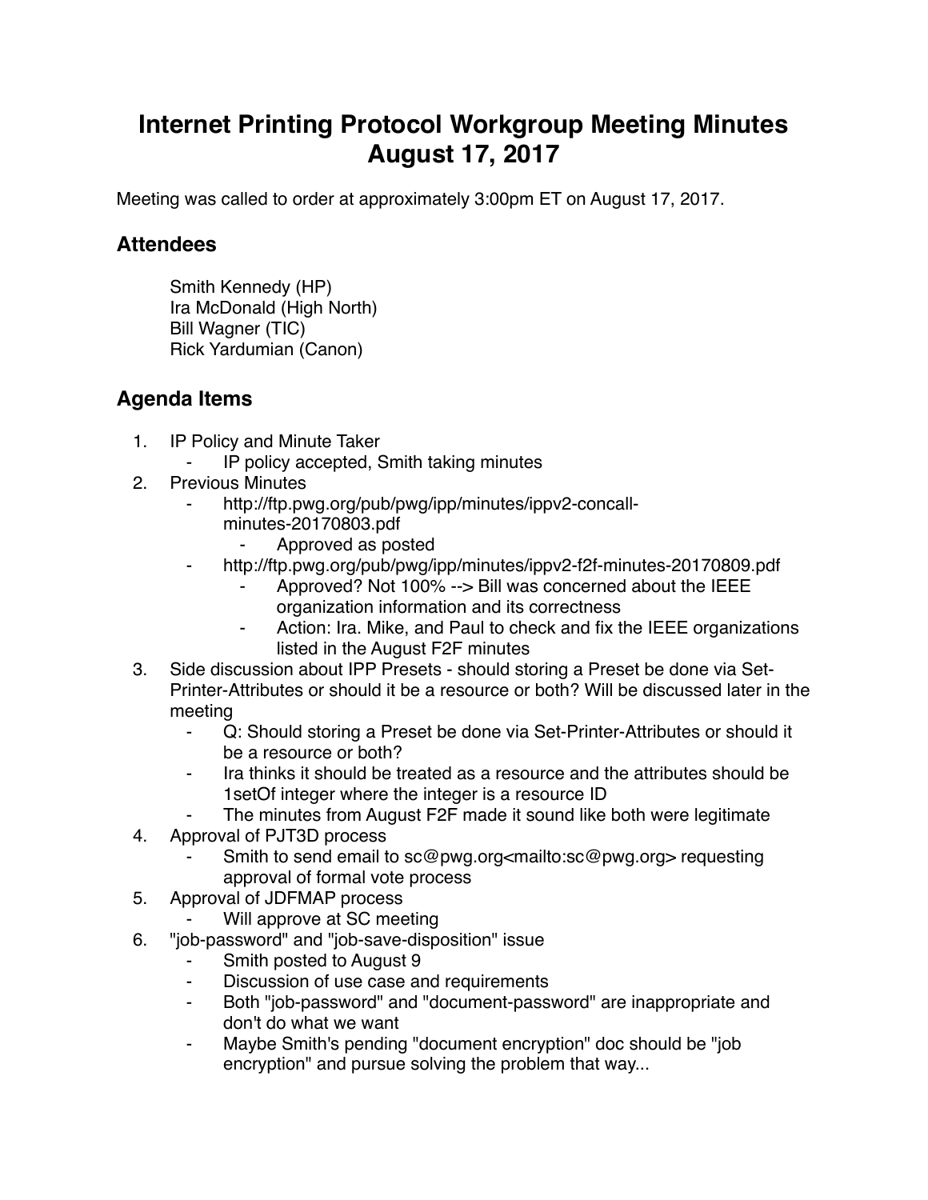# Internet Printing Protocol Workgroup Meeting Minutes August 17, 2017

Meeting was called to order at approximately 3:00pm ET on August 17, 2017.

## Attendees

Smith Kennedy (HP)
Ira McDonald (High North)
Bill Wagner (TIC)
Rick Yardumian (Canon)

## Agenda Items

1. IP Policy and Minute Taker
    - IP policy accepted, Smith taking minutes
2. Previous Minutes
    - http://ftp.pwg.org/pub/pwg/ipp/minutes/ippv2-concall-minutes-20170803.pdf
        - Approved as posted
    - http://ftp.pwg.org/pub/pwg/ipp/minutes/ippv2-f2f-minutes-20170809.pdf
        - Approved? Not 100% --> Bill was concerned about the IEEE organization information and its correctness
        - Action: Ira. Mike, and Paul to check and fix the IEEE organizations listed in the August F2F minutes
3. Side discussion about IPP Presets - should storing a Preset be done via Set-Printer-Attributes or should it be a resource or both? Will be discussed later in the meeting
    - Q: Should storing a Preset be done via Set-Printer-Attributes or should it be a resource or both?
    - Ira thinks it should be treated as a resource and the attributes should be 1setOf integer where the integer is a resource ID
    - The minutes from August F2F made it sound like both were legitimate
4. Approval of PJT3D process
    - Smith to send email to sc@pwg.org<mailto:sc@pwg.org> requesting approval of formal vote process
5. Approval of JDFMAP process
    - Will approve at SC meeting
6. "job-password" and "job-save-disposition" issue
    - Smith posted to August 9
    - Discussion of use case and requirements
    - Both "job-password" and "document-password" are inappropriate and don't do what we want
    - Maybe Smith's pending "document encryption" doc should be "job encryption" and pursue solving the problem that way...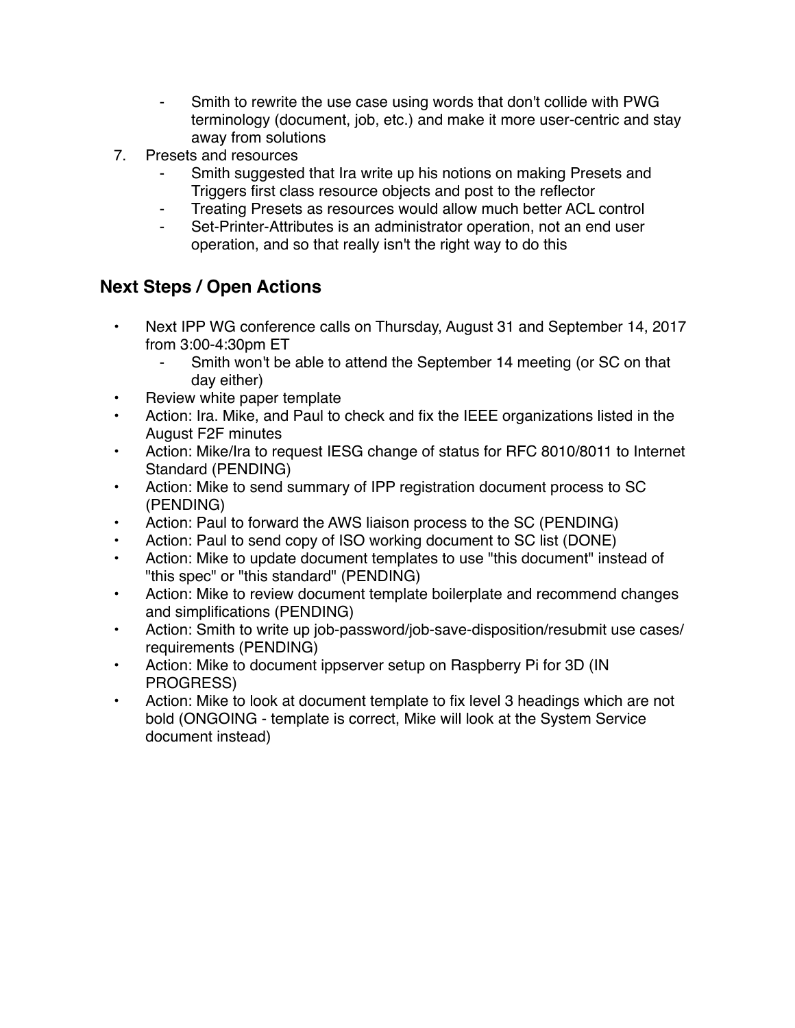- Smith to rewrite the use case using words that don't collide with PWG terminology (document, job, etc.) and make it more user-centric and stay away from solutions
7. Presets and resources
    - Smith suggested that Ira write up his notions on making Presets and Triggers first class resource objects and post to the reflector
    - Treating Presets as resources would allow much better ACL control
    - Set-Printer-Attributes is an administrator operation, not an end user operation, and so that really isn't the right way to do this

## Next Steps / Open Actions

- Next IPP WG conference calls on Thursday, August 31 and September 14, 2017 from 3:00-4:30pm ET
    - Smith won't be able to attend the September 14 meeting (or SC on that day either)
- Review white paper template
- Action: Ira. Mike, and Paul to check and fix the IEEE organizations listed in the August F2F minutes
- Action: Mike/Ira to request IESG change of status for RFC 8010/8011 to Internet Standard (PENDING)
- Action: Mike to send summary of IPP registration document process to SC (PENDING)
- Action: Paul to forward the AWS liaison process to the SC (PENDING)
- Action: Paul to send copy of ISO working document to SC list (DONE)
- Action: Mike to update document templates to use "this document" instead of "this spec" or "this standard" (PENDING)
- Action: Mike to review document template boilerplate and recommend changes and simplifications (PENDING)
- Action: Smith to write up job-password/job-save-disposition/resubmit use cases/requirements (PENDING)
- Action: Mike to document ippserver setup on Raspberry Pi for 3D (IN PROGRESS)
- Action: Mike to look at document template to fix level 3 headings which are not bold (ONGOING - template is correct, Mike will look at the System Service document instead)